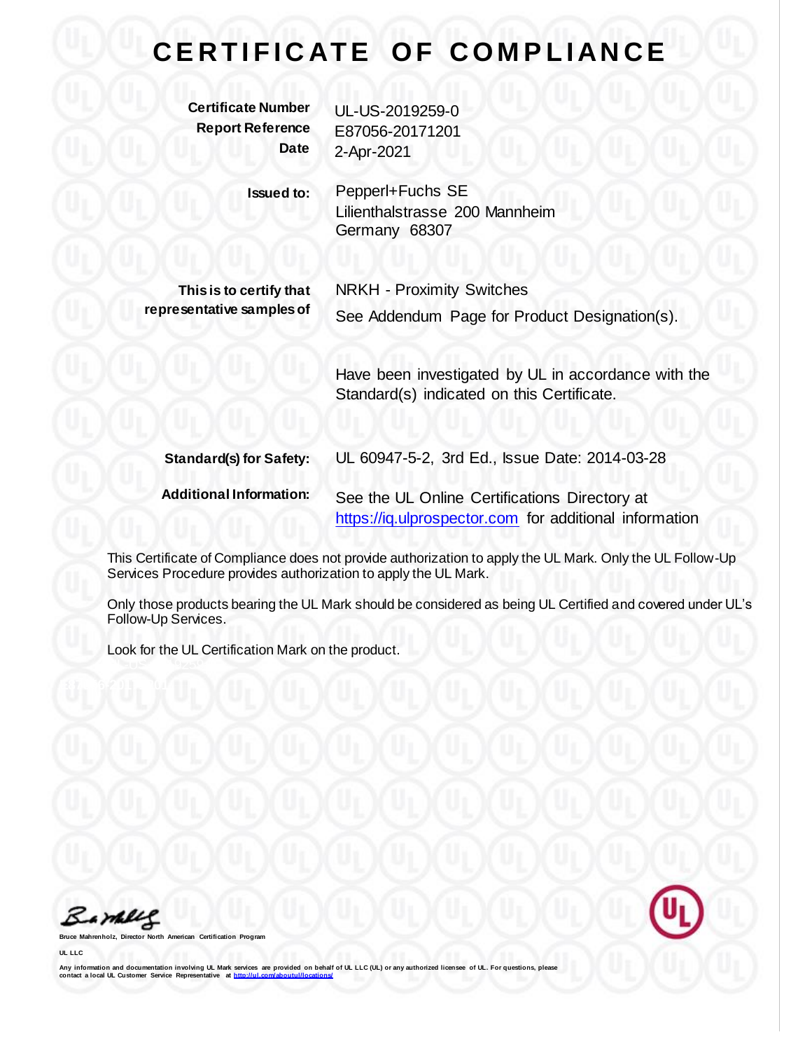# CERTIFICATE OF COMPLIANCE

| | |
|---|---|
| **Certificate Number** | UL-US-2019259-0 |
| **Report Reference** | E87056-20171201 |
| **Date** | 2-Apr-2021 |

| | |
|---|---|
| **Issued to:** | Pepperl+Fuchs SE<br>Lilienthalstrasse 200 Mannheim<br>Germany 68307 |
| **This is to certify that representative samples of** | NRKH - Proximity Switches<br>See Addendum Page for Product Designation(s).<br><br>Have been investigated by UL in accordance with the Standard(s) indicated on this Certificate. |
| **Standard(s) for Safety:** | UL 60947-5-2, 3rd Ed., Issue Date: 2014-03-28 |
| **Additional Information:** | See the UL Online Certifications Directory at https://iq.ulprospector.com for additional information |

This Certificate of Compliance does not provide authorization to apply the UL Mark. Only the UL Follow-Up Services Procedure provides authorization to apply the UL Mark.

Only those products bearing the UL Mark should be considered as being UL Certified and covered under UL's Follow-Up Services.

Look for the UL Certification Mark on the product.

Bruce Mahrenholz, Director North American Certification Program

UL LLC

Any information and documentation involving UL Mark services are provided on behalf of UL LLC (UL) or any authorized licensee of UL. For questions, please contact a local UL Customer Service Representative at http://ul.com/aboutul/locations/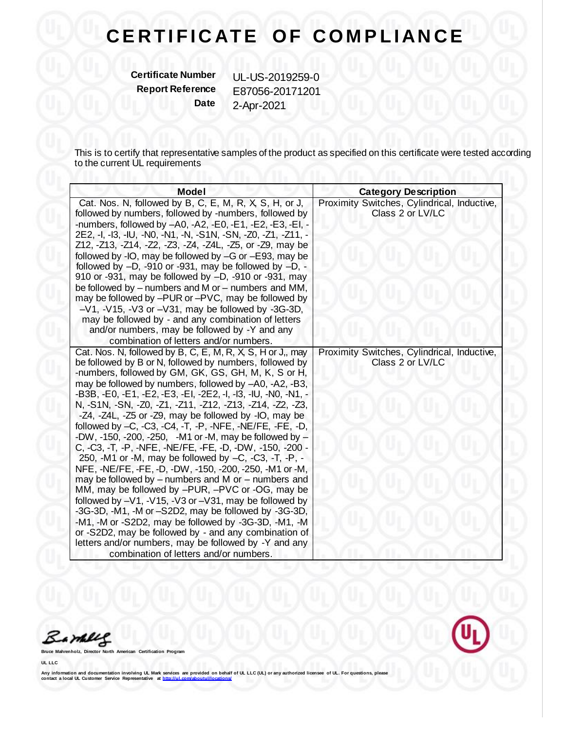# CERTIFICATE OF COMPLIANCE

**Certificate Number** UL-US-2019259-0
**Report Reference** E87056-20171201
**Date** 2-Apr-2021

This is to certify that representative samples of the product as specified on this certificate were tested according to the current UL requirements

| Model | Category Description |
|---|---|
| Cat. Nos. N, followed by B, C, E, M, R, X, S, H, or J, followed by numbers, followed by -numbers, followed by -numbers, followed by –A0, -A2, -E0, -E1, -E2, -E3, -EI, -2E2, -I, -I3, -IU, -N0, -N1, -N, -S1N, -SN, -Z0, -Z1, -Z11, -Z12, -Z13, -Z14, -Z2, -Z3, -Z4, -Z4L, -Z5, or -Z9, may be followed by -IO, may be followed by –G or –E93, may be followed by –D, -910 or -931, may be followed by –D, -910 or -931, may be followed by –D, -910 or -931, may be followed by – numbers and M or – numbers and MM, may be followed by –PUR or –PVC, may be followed by –V1, -V15, -V3 or –V31, may be followed by -3G-3D, may be followed by - and any combination of letters and/or numbers, may be followed by -Y and any combination of letters and/or numbers. | Proximity Switches, Cylindrical, Inductive, Class 2 or LV/LC |
| Cat. Nos. N, followed by B, C, E, M, R, X, S, H or J,, may be followed by B or N, followed by numbers, followed by -numbers, followed by GM, GK, GS, GH, M, K, S or H, may be followed by numbers, followed by –A0, -A2, -B3, -B3B, -E0, -E1, -E2, -E3, -EI, -2E2, -I, -I3, -IU, -N0, -N1, -N, -S1N, -SN, -Z0, -Z1, -Z11, -Z12, -Z13, -Z14, -Z2, -Z3, -Z4, -Z4L, -Z5 or -Z9, may be followed by -IO, may be followed by –C, -C3, -C4, -T, -P, -NFE, -NE/FE, -FE, -D, -DW, -150, -200, -250, -M1 or -M, may be followed by –C, -C3, -T, -P, -NFE, -NE/FE, -FE, -D, -DW, -150, -200 -250, -M1 or -M, may be followed by –C, -C3, -T, -P, -NFE, -NE/FE, -FE, -D, -DW, -150, -200, -250, -M1 or -M, may be followed by – numbers and M or – numbers and MM, may be followed by –PUR, –PVC or -OG, may be followed by –V1, -V15, -V3 or –V31, may be followed by -3G-3D, -M1, -M or –S2D2, may be followed by -3G-3D, -M1, -M or -S2D2, may be followed by -3G-3D, -M1, -M or -S2D2, may be followed by - and any combination of letters and/or numbers, may be followed by -Y and any combination of letters and/or numbers. | Proximity Switches, Cylindrical, Inductive, Class 2 or LV/LC |

Bruce Mahrenholz, Director North American Certification Program

UL LLC

Any information and documentation involving UL Mark services are provided on behalf of UL LLC (UL) or any authorized licensee of UL. For questions, please contact a local UL Customer Service Representative at http://ul.com/aboutul/locations/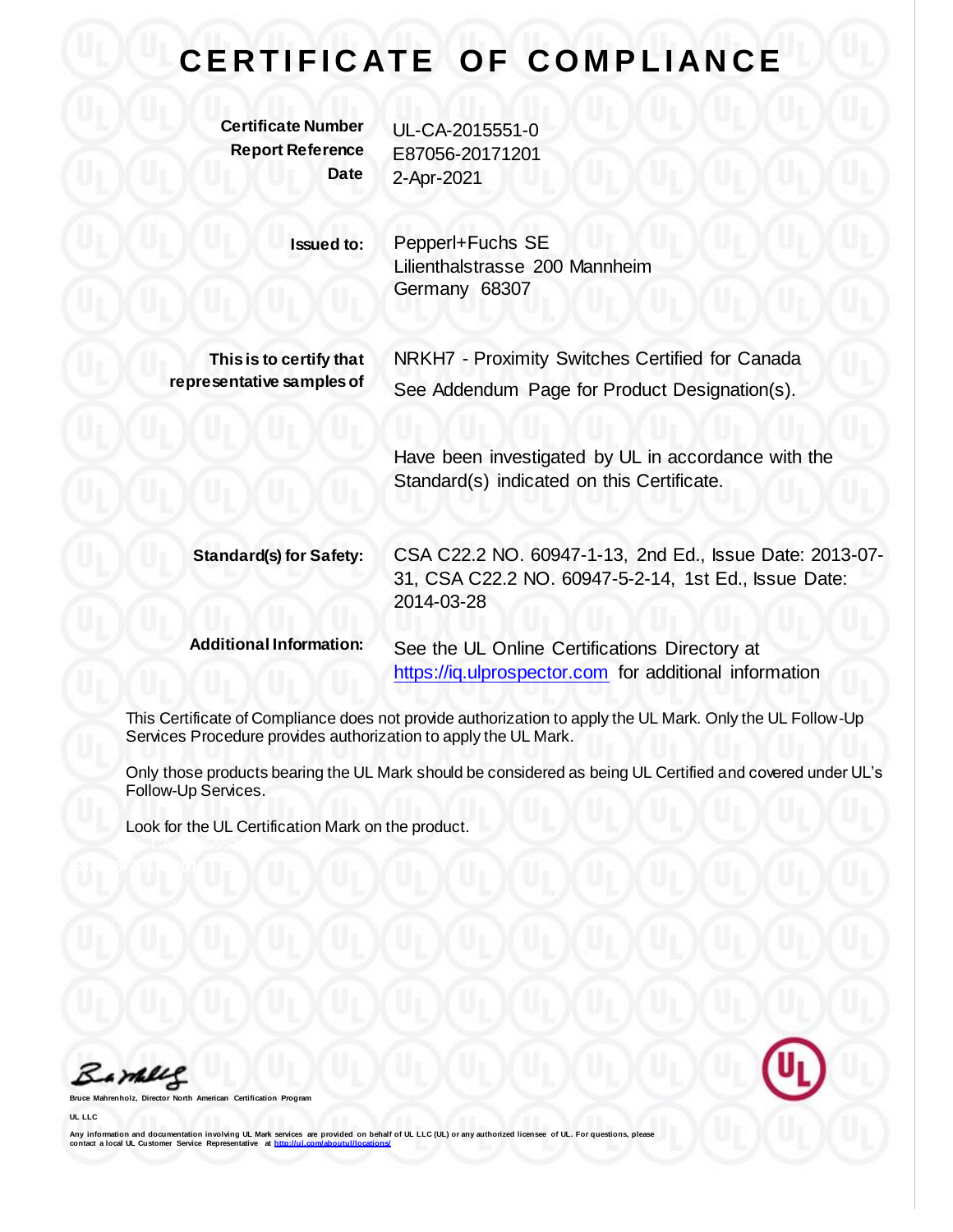# CERTIFICATE OF COMPLIANCE

| | |
|---|---|
| **Certificate Number** | UL-CA-2015551-0 |
| **Report Reference** | E87056-20171201 |
| **Date** | 2-Apr-2021 |

| | |
|---|---|
| **Issued to:** | Pepperl+Fuchs SE<br>Lilienthalstrasse 200 Mannheim<br>Germany 68307 |
| **This is to certify that representative samples of** | NRKH7 - Proximity Switches Certified for Canada<br>See Addendum Page for Product Designation(s).<br><br>Have been investigated by UL in accordance with the Standard(s) indicated on this Certificate. |
| **Standard(s) for Safety:** | CSA C22.2 NO. 60947-1-13, 2nd Ed., Issue Date: 2013-07-31, CSA C22.2 NO. 60947-5-2-14, 1st Ed., Issue Date: 2014-03-28 |
| **Additional Information:** | See the UL Online Certifications Directory at https://iq.ulprospector.com for additional information |

This Certificate of Compliance does not provide authorization to apply the UL Mark. Only the UL Follow-Up Services Procedure provides authorization to apply the UL Mark.

Only those products bearing the UL Mark should be considered as being UL Certified and covered under UL's Follow-Up Services.

Look for the UL Certification Mark on the product.

Bruce Mahrenholz, Director North American Certification Program

UL LLC

Any information and documentation involving UL Mark services are provided on behalf of UL LLC (UL) or any authorized licensee of UL. For questions, please contact a local UL Customer Service Representative at http://ul.com/aboutul/locations/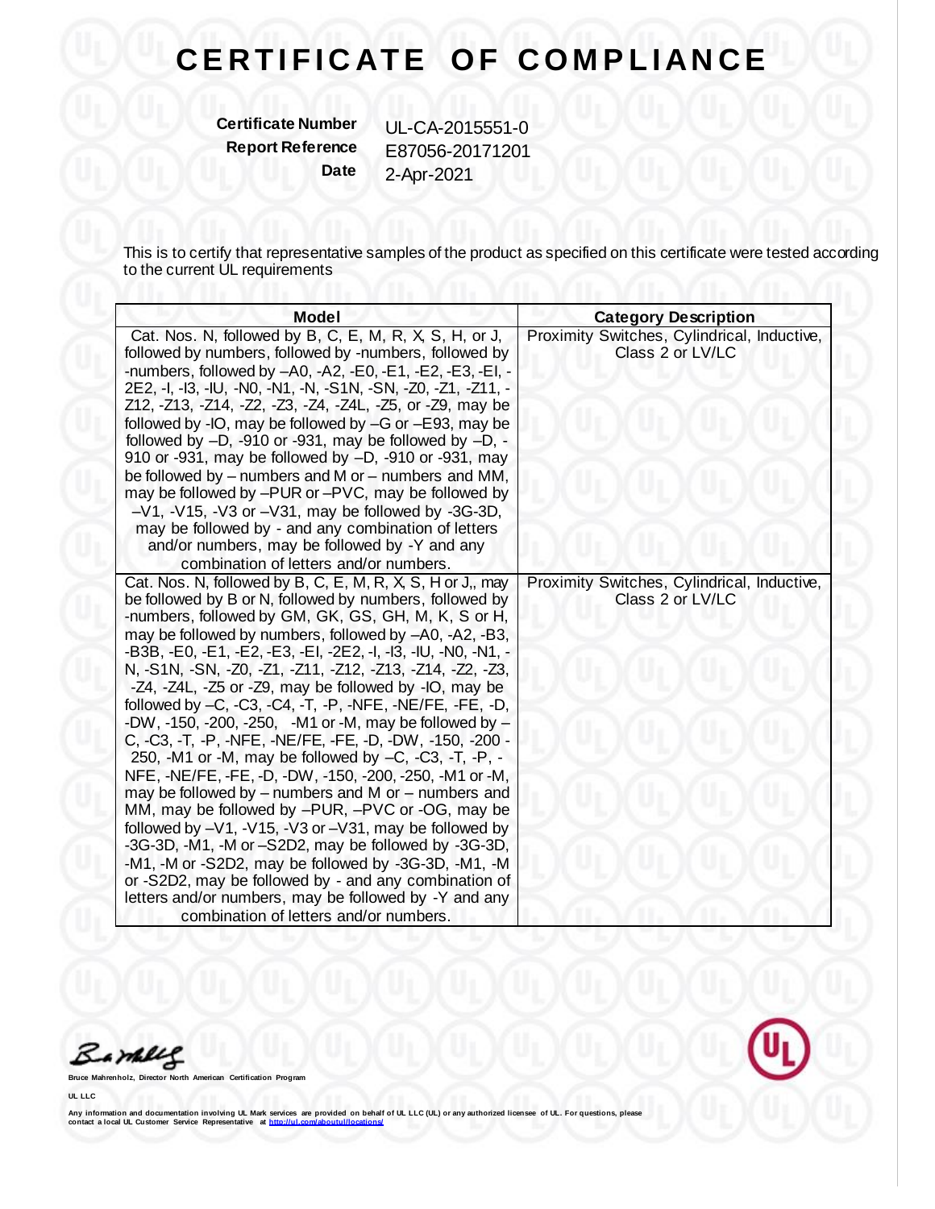# CERTIFICATE OF COMPLIANCE

**Certificate Number** UL-CA-2015551-0
**Report Reference** E87056-20171201
**Date** 2-Apr-2021

This is to certify that representative samples of the product as specified on this certificate were tested according to the current UL requirements

| Model | Category Description |
| --- | --- |
| Cat. Nos. N, followed by B, C, E, M, R, X, S, H, or J, followed by numbers, followed by -numbers, followed by -numbers, followed by –A0, -A2, -E0, -E1, -E2, -E3, -EI, -2E2, -I, -I3, -IU, -N0, -N1, -N, -S1N, -SN, -Z0, -Z1, -Z11, -Z12, -Z13, -Z14, -Z2, -Z3, -Z4, -Z4L, -Z5, or -Z9, may be followed by -IO, may be followed by –G or –E93, may be followed by –D, -910 or -931, may be followed by –D, -910 or -931, may be followed by –D, -910 or -931, may be followed by – numbers and M or – numbers and MM, may be followed by –PUR or –PVC, may be followed by –V1, -V15, -V3 or –V31, may be followed by -3G-3D, may be followed by - and any combination of letters and/or numbers, may be followed by -Y and any combination of letters and/or numbers. | Proximity Switches, Cylindrical, Inductive, Class 2 or LV/LC |
| Cat. Nos. N, followed by B, C, E, M, R, X, S, H or J,, may be followed by B or N, followed by numbers, followed by -numbers, followed by GM, GK, GS, GH, M, K, S or H, may be followed by numbers, followed by –A0, -A2, -B3, -B3B, -E0, -E1, -E2, -E3, -EI, -2E2, -I, -I3, -IU, -N0, -N1, -N, -S1N, -SN, -Z0, -Z1, -Z11, -Z12, -Z13, -Z14, -Z2, -Z3, -Z4, -Z4L, -Z5 or -Z9, may be followed by -IO, may be followed by –C, -C3, -C4, -T, -P, -NFE, -NE/FE, -FE, -D, -DW, -150, -200, -250, -M1 or -M, may be followed by –C, -C3, -T, -P, -NFE, -NE/FE, -FE, -D, -DW, -150, -200 -250, -M1 or -M, may be followed by –C, -C3, -T, -P, -NFE, -NE/FE, -FE, -D, -DW, -150, -200, -250, -M1 or -M, may be followed by – numbers and M or – numbers and MM, may be followed by –PUR, –PVC or -OG, may be followed by –V1, -V15, -V3 or –V31, may be followed by -3G-3D, -M1, -M or –S2D2, may be followed by -3G-3D, -M1, -M or -S2D2, may be followed by -3G-3D, -M1, -M or -S2D2, may be followed by - and any combination of letters and/or numbers, may be followed by -Y and any combination of letters and/or numbers. | Proximity Switches, Cylindrical, Inductive, Class 2 or LV/LC |

**Bruce Mahrenholz, Director North American Certification Program**

**UL LLC**

Any information and documentation involving UL Mark services are provided on behalf of UL LLC (UL) or any authorized licensee of UL. For questions, please contact a local UL Customer Service Representative at http://ul.com/aboutul/locations/